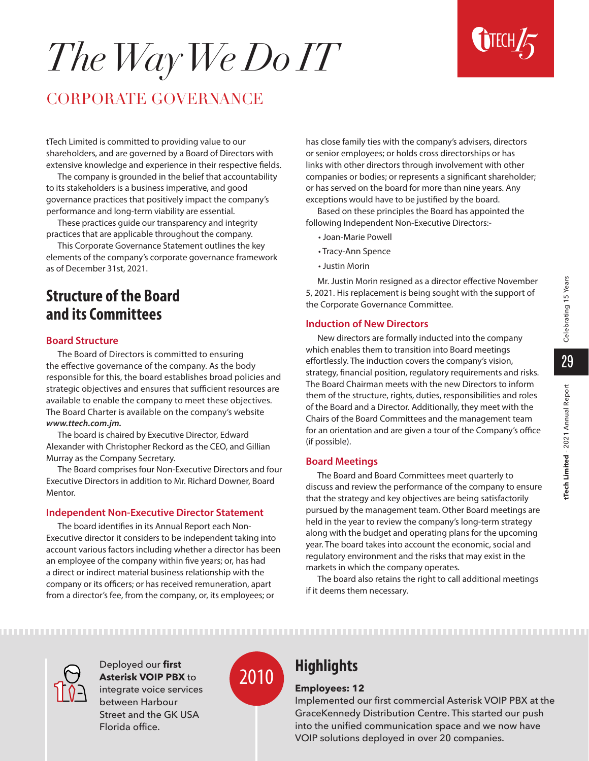# The Way We Do IT

## CORPORATE GOVERNANCE

tTech Limited is committed to providing value to our shareholders, and are governed by a Board of Directors with extensive knowledge and experience in their respective fields.

The company is grounded in the belief that accountability to its stakeholders is a business imperative, and good governance practices that positively impact the company's performance and long-term viability are essential.

These practices guide our transparency and integrity practices that are applicable throughout the company.

This Corporate Governance Statement outlines the key elements of the company's corporate governance framework as of December 31st, 2021.

## Structure of the Board and its Committees

### Board Structure

The Board of Directors is committed to ensuring the effective governance of the company. As the body responsible for this, the board establishes broad policies and strategic objectives and ensures that sufficient resources are available to enable the company to meet these objectives. The Board Charter is available on the company's website ***www.ttech.com.jm.***

The board is chaired by Executive Director, Edward Alexander with Christopher Reckord as the CEO, and Gillian Murray as the Company Secretary.

The Board comprises four Non-Executive Directors and four Executive Directors in addition to Mr. Richard Downer, Board Mentor.

### Independent Non-Executive Director Statement

The board identifies in its Annual Report each Non-Executive director it considers to be independent taking into account various factors including whether a director has been an employee of the company within five years; or, has had a direct or indirect material business relationship with the company or its officers; or has received remuneration, apart from a director's fee, from the company, or, its employees; or has close family ties with the company's advisers, directors or senior employees; or holds cross directorships or has links with other directors through involvement with other companies or bodies; or represents a significant shareholder; or has served on the board for more than nine years. Any exceptions would have to be justified by the board.

Based on these principles the Board has appointed the following Independent Non-Executive Directors:-

- Joan-Marie Powell
- Tracy-Ann Spence
- Justin Morin

Mr. Justin Morin resigned as a director effective November 5, 2021. His replacement is being sought with the support of the Corporate Governance Committee.

### Induction of New Directors

New directors are formally inducted into the company which enables them to transition into Board meetings effortlessly. The induction covers the company's vision, strategy, financial position, regulatory requirements and risks. The Board Chairman meets with the new Directors to inform them of the structure, rights, duties, responsibilities and roles of the Board and a Director. Additionally, they meet with the Chairs of the Board Committees and the management team for an orientation and are given a tour of the Company's office (if possible).

### Board Meetings

The Board and Board Committees meet quarterly to discuss and review the performance of the company to ensure that the strategy and key objectives are being satisfactorily pursued by the management team. Other Board meetings are held in the year to review the company's long-term strategy along with the budget and operating plans for the upcoming year. The board takes into account the economic, social and regulatory environment and the risks that may exist in the markets in which the company operates.

The board also retains the right to call additional meetings if it deems them necessary.

---

Deployed our **first Asterisk VOIP PBX** to integrate voice services between Harbour Street and the GK USA Florida office.

2010

## Highlights

**Employees: 12**

Implemented our first commercial Asterisk VOIP PBX at the GraceKennedy Distribution Centre. This started our push into the unified communication space and we now have VOIP solutions deployed in over 20 companies.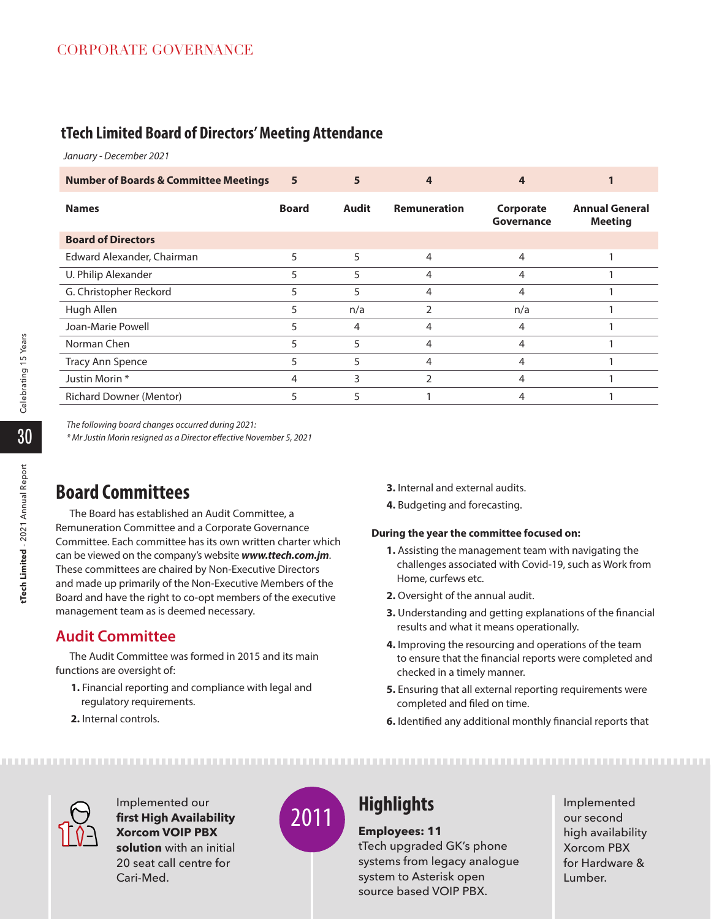## tTech Limited Board of Directors' Meeting Attendance

*January - December 2021*

| Number of Boards & Committee Meetings | 5 | 5 | 4 | 4 | 1 |
|---|---|---|---|---|---|
| **Names** | **Board** | **Audit** | **Remuneration** | **Corporate Governance** | **Annual General Meeting** |
| **Board of Directors** | | | | | |
| Edward Alexander, Chairman | 5 | 5 | 4 | 4 | 1 |
| U. Philip Alexander | 5 | 5 | 4 | 4 | 1 |
| G. Christopher Reckord | 5 | 5 | 4 | 4 | 1 |
| Hugh Allen | 5 | n/a | 2 | n/a | 1 |
| Joan-Marie Powell | 5 | 4 | 4 | 4 | 1 |
| Norman Chen | 5 | 5 | 4 | 4 | 1 |
| Tracy Ann Spence | 5 | 5 | 4 | 4 | 1 |
| Justin Morin * | 4 | 3 | 2 | 4 | 1 |
| Richard Downer (Mentor) | 5 | 5 | 1 | 4 | 1 |

*The following board changes occurred during 2021:*
*\* Mr Justin Morin resigned as a Director effective November 5, 2021*

## Board Committees

The Board has established an Audit Committee, a Remuneration Committee and a Corporate Governance Committee. Each committee has its own written charter which can be viewed on the company's website ***www.ttech.com.jm***. These committees are chaired by Non-Executive Directors and made up primarily of the Non-Executive Members of the Board and have the right to co-opt members of the executive management team as is deemed necessary.

### Audit Committee

The Audit Committee was formed in 2015 and its main functions are oversight of:

1. Financial reporting and compliance with legal and regulatory requirements.
2. Internal controls.
3. Internal and external audits.
4. Budgeting and forecasting.

**During the year the committee focused on:**

1. Assisting the management team with navigating the challenges associated with Covid-19, such as Work from Home, curfews etc.
2. Oversight of the annual audit.
3. Understanding and getting explanations of the financial results and what it means operationally.
4. Improving the resourcing and operations of the team to ensure that the financial reports were completed and checked in a timely manner.
5. Ensuring that all external reporting requirements were completed and filed on time.
6. Identified any additional monthly financial reports that

---

Implemented our **first High Availability Xorcom VOIP PBX solution** with an initial 20 seat call centre for Cari-Med.

2011

## Highlights

**Employees: 11**
tTech upgraded GK's phone systems from legacy analogue system to Asterisk open source based VOIP PBX.

Implemented our second high availability Xorcom PBX for Hardware & Lumber.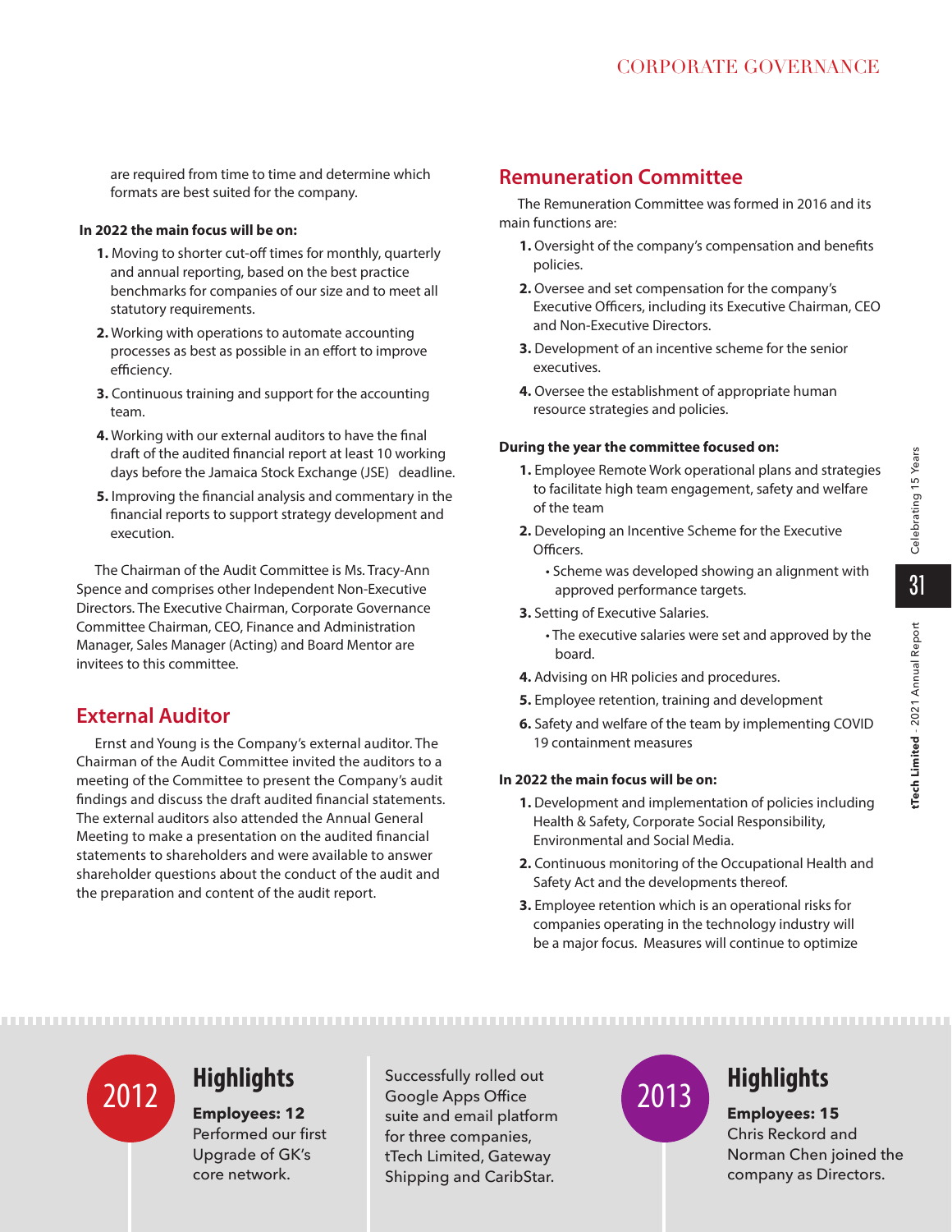are required from time to time and determine which formats are best suited for the company.

**In 2022 the main focus will be on:**

1. Moving to shorter cut-off times for monthly, quarterly and annual reporting, based on the best practice benchmarks for companies of our size and to meet all statutory requirements.
2. Working with operations to automate accounting processes as best as possible in an effort to improve efficiency.
3. Continuous training and support for the accounting team.
4. Working with our external auditors to have the final draft of the audited financial report at least 10 working days before the Jamaica Stock Exchange (JSE) deadline.
5. Improving the financial analysis and commentary in the financial reports to support strategy development and execution.

The Chairman of the Audit Committee is Ms. Tracy-Ann Spence and comprises other Independent Non-Executive Directors. The Executive Chairman, Corporate Governance Committee Chairman, CEO, Finance and Administration Manager, Sales Manager (Acting) and Board Mentor are invitees to this committee.

## External Auditor

Ernst and Young is the Company's external auditor. The Chairman of the Audit Committee invited the auditors to a meeting of the Committee to present the Company's audit findings and discuss the draft audited financial statements. The external auditors also attended the Annual General Meeting to make a presentation on the audited financial statements to shareholders and were available to answer shareholder questions about the conduct of the audit and the preparation and content of the audit report.

## Remuneration Committee

The Remuneration Committee was formed in 2016 and its main functions are:

1. Oversight of the company's compensation and benefits policies.
2. Oversee and set compensation for the company's Executive Officers, including its Executive Chairman, CEO and Non-Executive Directors.
3. Development of an incentive scheme for the senior executives.
4. Oversee the establishment of appropriate human resource strategies and policies.

**During the year the committee focused on:**

1. Employee Remote Work operational plans and strategies to facilitate high team engagement, safety and welfare of the team
2. Developing an Incentive Scheme for the Executive Officers.
   - Scheme was developed showing an alignment with approved performance targets.
3. Setting of Executive Salaries.
   - The executive salaries were set and approved by the board.
4. Advising on HR policies and procedures.
5. Employee retention, training and development
6. Safety and welfare of the team by implementing COVID 19 containment measures

**In 2022 the main focus will be on:**

1. Development and implementation of policies including Health & Safety, Corporate Social Responsibility, Environmental and Social Media.
2. Continuous monitoring of the Occupational Health and Safety Act and the developments thereof.
3. Employee retention which is an operational risks for companies operating in the technology industry will be a major focus. Measures will continue to optimize

---

**2012**

### Highlights

**Employees: 12**
Performed our first Upgrade of GK's core network.

Successfully rolled out Google Apps Office suite and email platform for three companies, tTech Limited, Gateway Shipping and CaribStar.

**2013**

### Highlights

**Employees: 15**
Chris Reckord and Norman Chen joined the company as Directors.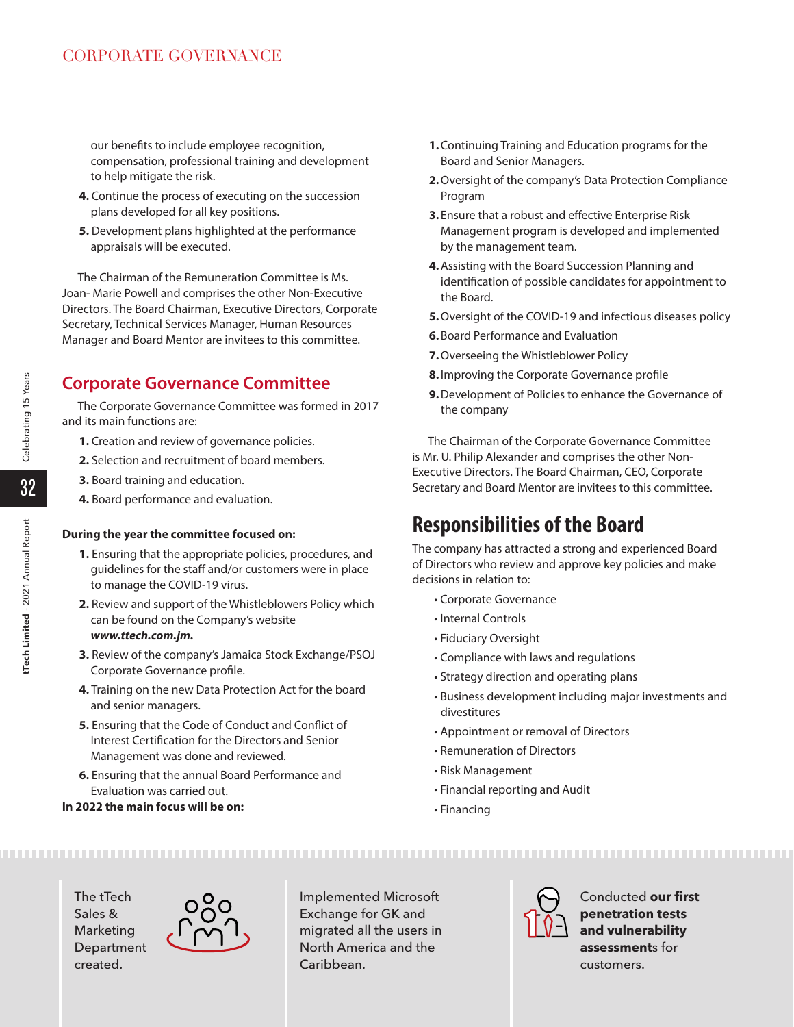our benefits to include employee recognition, compensation, professional training and development to help mitigate the risk.

4. Continue the process of executing on the succession plans developed for all key positions.
5. Development plans highlighted at the performance appraisals will be executed.

The Chairman of the Remuneration Committee is Ms. Joan- Marie Powell and comprises the other Non-Executive Directors. The Board Chairman, Executive Directors, Corporate Secretary, Technical Services Manager, Human Resources Manager and Board Mentor are invitees to this committee.

## Corporate Governance Committee

The Corporate Governance Committee was formed in 2017 and its main functions are:

1. Creation and review of governance policies.
2. Selection and recruitment of board members.
3. Board training and education.
4. Board performance and evaluation.

**During the year the committee focused on:**

1. Ensuring that the appropriate policies, procedures, and guidelines for the staff and/or customers were in place to manage the COVID-19 virus.
2. Review and support of the Whistleblowers Policy which can be found on the Company's website ***www.ttech.com.jm.***
3. Review of the company's Jamaica Stock Exchange/PSOJ Corporate Governance profile.
4. Training on the new Data Protection Act for the board and senior managers.
5. Ensuring that the Code of Conduct and Conflict of Interest Certification for the Directors and Senior Management was done and reviewed.
6. Ensuring that the annual Board Performance and Evaluation was carried out.

**In 2022 the main focus will be on:**

1. Continuing Training and Education programs for the Board and Senior Managers.
2. Oversight of the company's Data Protection Compliance Program
3. Ensure that a robust and effective Enterprise Risk Management program is developed and implemented by the management team.
4. Assisting with the Board Succession Planning and identification of possible candidates for appointment to the Board.
5. Oversight of the COVID-19 and infectious diseases policy
6. Board Performance and Evaluation
7. Overseeing the Whistleblower Policy
8. Improving the Corporate Governance profile
9. Development of Policies to enhance the Governance of the company

The Chairman of the Corporate Governance Committee is Mr. U. Philip Alexander and comprises the other Non-Executive Directors. The Board Chairman, CEO, Corporate Secretary and Board Mentor are invitees to this committee.

# Responsibilities of the Board

The company has attracted a strong and experienced Board of Directors who review and approve key policies and make decisions in relation to:

- Corporate Governance
- Internal Controls
- Fiduciary Oversight
- Compliance with laws and regulations
- Strategy direction and operating plans
- Business development including major investments and divestitures
- Appointment or removal of Directors
- Remuneration of Directors
- Risk Management
- Financial reporting and Audit
- Financing

The tTech Sales & Marketing Department created.

Implemented Microsoft Exchange for GK and migrated all the users in North America and the Caribbean.

Conducted **our first penetration tests and vulnerability assessment**s for customers.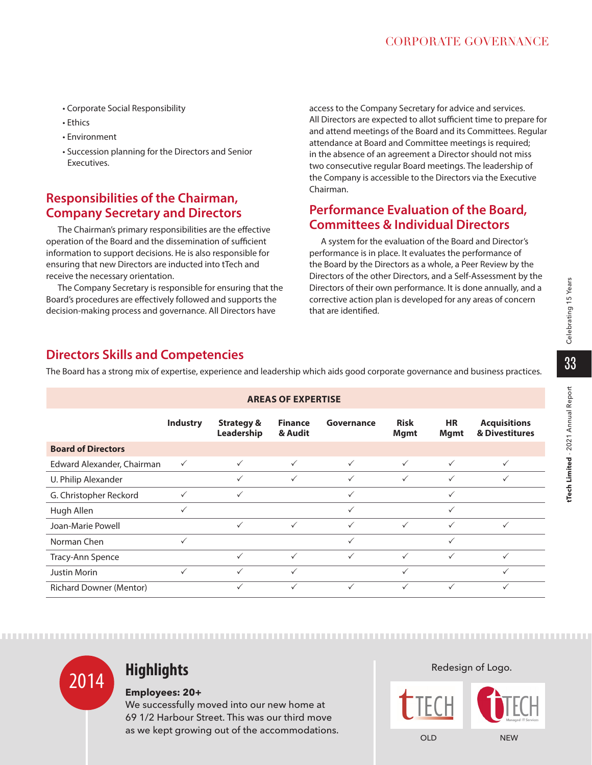- Corporate Social Responsibility
- Ethics
- Environment
- Succession planning for the Directors and Senior Executives.

## Responsibilities of the Chairman, Company Secretary and Directors

The Chairman's primary responsibilities are the effective operation of the Board and the dissemination of sufficient information to support decisions. He is also responsible for ensuring that new Directors are inducted into tTech and receive the necessary orientation.

The Company Secretary is responsible for ensuring that the Board's procedures are effectively followed and supports the decision-making process and governance. All Directors have access to the Company Secretary for advice and services. All Directors are expected to allot sufficient time to prepare for and attend meetings of the Board and its Committees. Regular attendance at Board and Committee meetings is required; in the absence of an agreement a Director should not miss two consecutive regular Board meetings. The leadership of the Company is accessible to the Directors via the Executive Chairman.

## Performance Evaluation of the Board, Committees & Individual Directors

A system for the evaluation of the Board and Director's performance is in place. It evaluates the performance of the Board by the Directors as a whole, a Peer Review by the Directors of the other Directors, and a Self-Assessment by the Directors of their own performance. It is done annually, and a corrective action plan is developed for any areas of concern that are identified.

## Directors Skills and Competencies

The Board has a strong mix of expertise, experience and leadership which aids good corporate governance and business practices.

| | AREAS OF EXPERTISE | | | | | | |
|---|---|---|---|---|---|---|---|
| | **Industry** | **Strategy & Leadership** | **Finance & Audit** | **Governance** | **Risk Mgmt** | **HR Mgmt** | **Acquisitions & Divestitures** |
| **Board of Directors** | | | | | | | |
| Edward Alexander, Chairman | ✓ | ✓ | ✓ | ✓ | ✓ | ✓ | ✓ |
| U. Philip Alexander | | ✓ | ✓ | ✓ | ✓ | ✓ | ✓ |
| G. Christopher Reckord | ✓ | ✓ | | ✓ | | ✓ | |
| Hugh Allen | ✓ | | | ✓ | | ✓ | |
| Joan-Marie Powell | | ✓ | ✓ | ✓ | ✓ | ✓ | ✓ |
| Norman Chen | ✓ | | | ✓ | | ✓ | |
| Tracy-Ann Spence | | ✓ | ✓ | ✓ | ✓ | ✓ | ✓ |
| Justin Morin | ✓ | ✓ | ✓ | | ✓ | | ✓ |
| Richard Downer (Mentor) | | ✓ | ✓ | ✓ | ✓ | ✓ | ✓ |

2014

## Highlights

**Employees: 20+**

We successfully moved into our new home at 69 1/2 Harbour Street. This was our third move as we kept growing out of the accommodations.

Redesign of Logo.

OLD NEW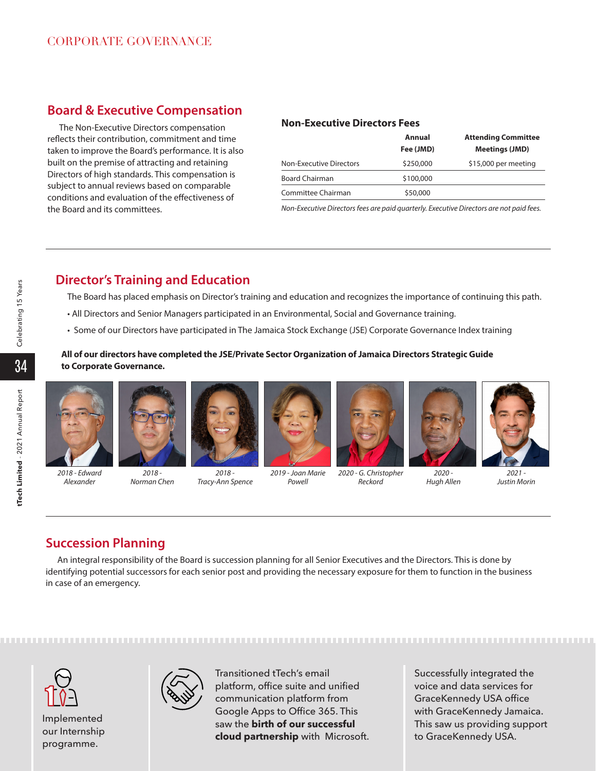# CORPORATE GOVERNANCE

## Board & Executive Compensation

The Non-Executive Directors compensation reflects their contribution, commitment and time taken to improve the Board's performance. It is also built on the premise of attracting and retaining Directors of high standards. This compensation is subject to annual reviews based on comparable conditions and evaluation of the effectiveness of the Board and its committees.

### Non-Executive Directors Fees

| | Annual Fee (JMD) | Attending Committee Meetings (JMD) |
|---|---|---|
| Non-Executive Directors | $250,000 | $15,000 per meeting |
| Board Chairman | $100,000 | |
| Committee Chairman | $50,000 | |

*Non-Executive Directors fees are paid quarterly. Executive Directors are not paid fees.*

## Director's Training and Education

The Board has placed emphasis on Director's training and education and recognizes the importance of continuing this path.

- All Directors and Senior Managers participated in an Environmental, Social and Governance training.
- Some of our Directors have participated in The Jamaica Stock Exchange (JSE) Corporate Governance Index training

**All of our directors have completed the JSE/Private Sector Organization of Jamaica Directors Strategic Guide to Corporate Governance.**

*2018 - Edward Alexander*

*2018 - Norman Chen*

*2018 - Tracy-Ann Spence*

*2019 - Joan Marie Powell*

*2020 - G. Christopher Reckord*

*2020 - Hugh Allen*

*2021 - Justin Morin*

## Succession Planning

An integral responsibility of the Board is succession planning for all Senior Executives and the Directors. This is done by identifying potential successors for each senior post and providing the necessary exposure for them to function in the business in case of an emergency.

Implemented our Internship programme.

Transitioned tTech's email platform, office suite and unified communication platform from Google Apps to Office 365. This saw the **birth of our successful cloud partnership** with Microsoft.

Successfully integrated the voice and data services for GraceKennedy USA office with GraceKennedy Jamaica. This saw us providing support to GraceKennedy USA.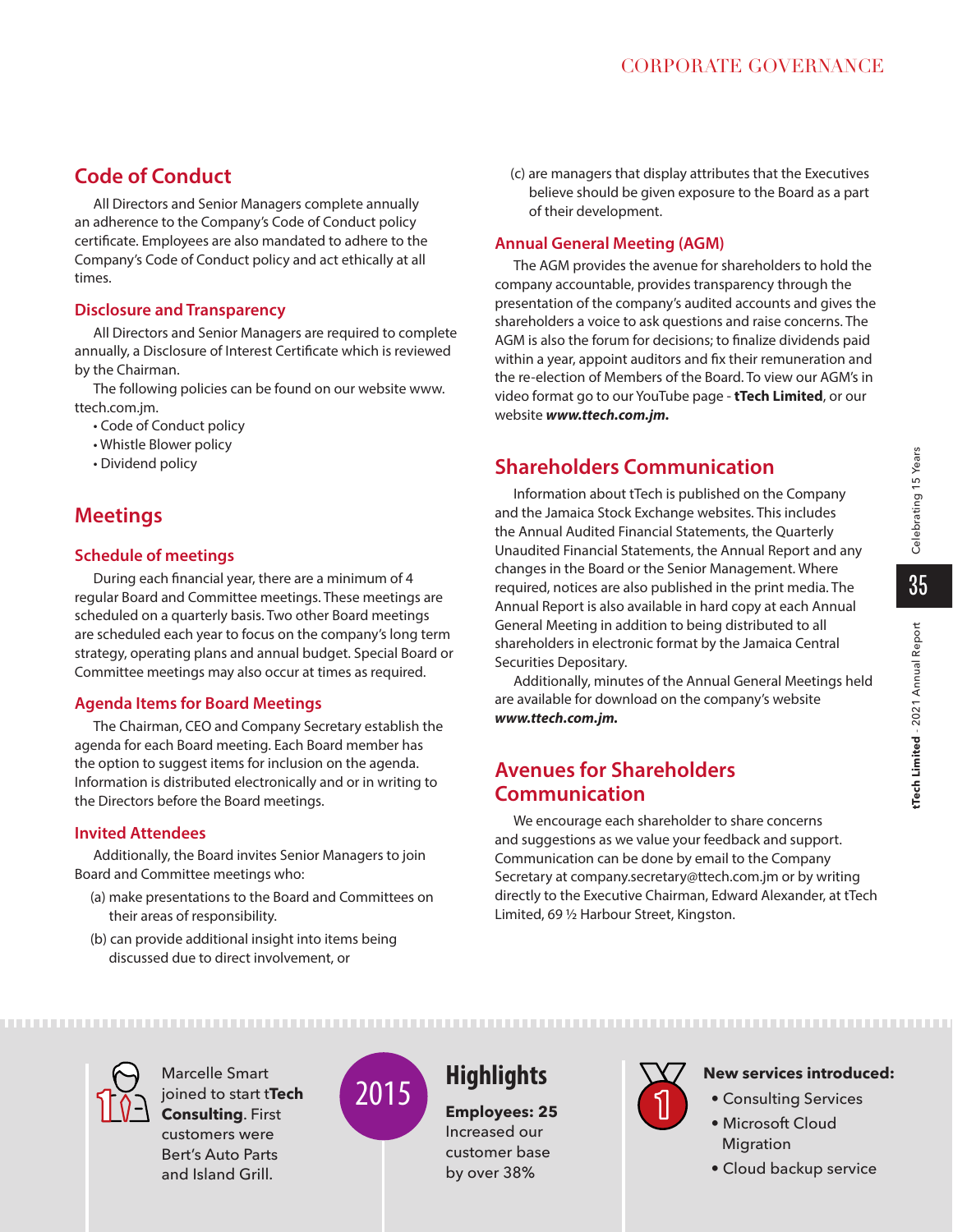## Code of Conduct

All Directors and Senior Managers complete annually an adherence to the Company's Code of Conduct policy certificate. Employees are also mandated to adhere to the Company's Code of Conduct policy and act ethically at all times.

### Disclosure and Transparency

All Directors and Senior Managers are required to complete annually, a Disclosure of Interest Certificate which is reviewed by the Chairman.

The following policies can be found on our website www.ttech.com.jm.

- Code of Conduct policy
- Whistle Blower policy
- Dividend policy

## Meetings

### Schedule of meetings

During each financial year, there are a minimum of 4 regular Board and Committee meetings. These meetings are scheduled on a quarterly basis. Two other Board meetings are scheduled each year to focus on the company's long term strategy, operating plans and annual budget. Special Board or Committee meetings may also occur at times as required.

### Agenda Items for Board Meetings

The Chairman, CEO and Company Secretary establish the agenda for each Board meeting. Each Board member has the option to suggest items for inclusion on the agenda. Information is distributed electronically and or in writing to the Directors before the Board meetings.

### Invited Attendees

Additionally, the Board invites Senior Managers to join Board and Committee meetings who:

(a) make presentations to the Board and Committees on their areas of responsibility.

(b) can provide additional insight into items being discussed due to direct involvement, or

(c) are managers that display attributes that the Executives believe should be given exposure to the Board as a part of their development.

### Annual General Meeting (AGM)

The AGM provides the avenue for shareholders to hold the company accountable, provides transparency through the presentation of the company's audited accounts and gives the shareholders a voice to ask questions and raise concerns. The AGM is also the forum for decisions; to finalize dividends paid within a year, appoint auditors and fix their remuneration and the re-election of Members of the Board. To view our AGM's in video format go to our YouTube page - **tTech Limited**, or our website ***www.ttech.com.jm.***

## Shareholders Communication

Information about tTech is published on the Company and the Jamaica Stock Exchange websites. This includes the Annual Audited Financial Statements, the Quarterly Unaudited Financial Statements, the Annual Report and any changes in the Board or the Senior Management. Where required, notices are also published in the print media. The Annual Report is also available in hard copy at each Annual General Meeting in addition to being distributed to all shareholders in electronic format by the Jamaica Central Securities Depositary.

Additionally, minutes of the Annual General Meetings held are available for download on the company's website ***www.ttech.com.jm.***

## Avenues for Shareholders Communication

We encourage each shareholder to share concerns and suggestions as we value your feedback and support. Communication can be done by email to the Company Secretary at company.secretary@ttech.com.jm or by writing directly to the Executive Chairman, Edward Alexander, at tTech Limited, 69 ½ Harbour Street, Kingston.

Marcelle Smart joined to start t**Tech Consulting**. First customers were Bert's Auto Parts and Island Grill.

2015

**Highlights**

**Employees: 25**
Increased our customer base by over 38%

**New services introduced:**

- Consulting Services
- Microsoft Cloud Migration
- Cloud backup service